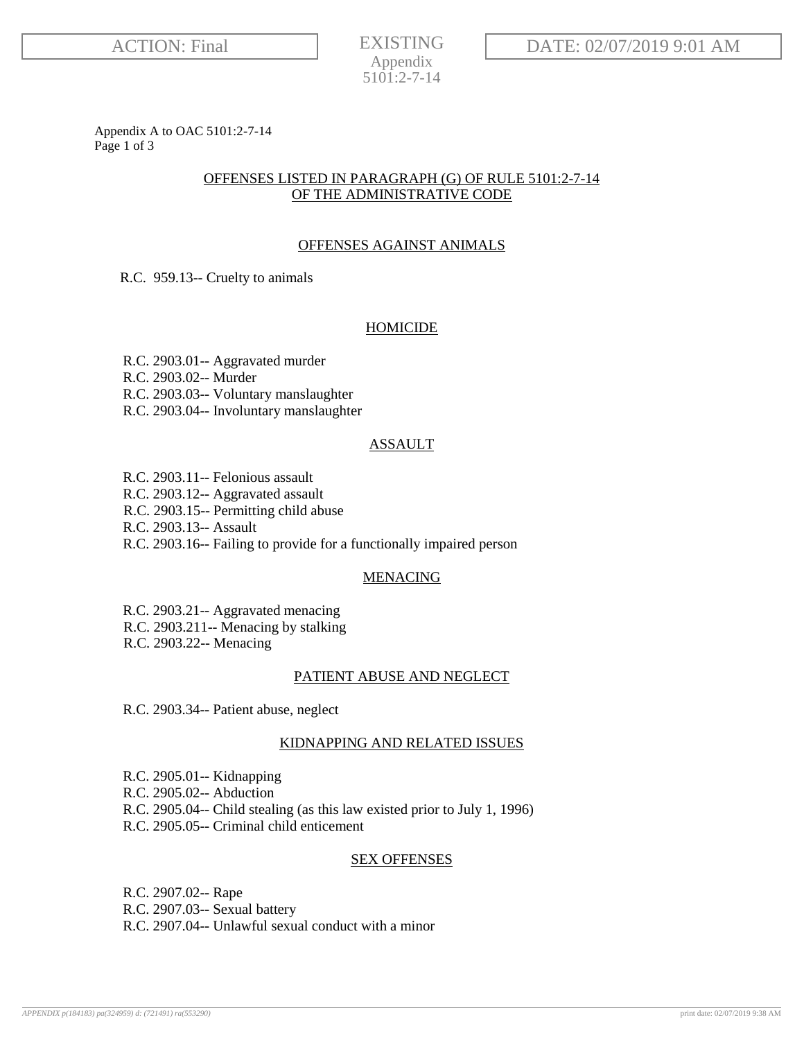Appendix A to OAC 5101:2-7-14

## OFFENSES LISTED IN PARAGRAPH (G) OF RULE 5101:2-7-14 OF THE ADMINISTRATIVE CODE

### OFFENSES AGAINST ANIMALS

R.C. 959.13-- Cruelty to animals

### HOMICIDE

R.C. 2903.01-- Aggravated murder
R.C. 2903.02-- Murder
R.C. 2903.03-- Voluntary manslaughter
R.C. 2903.04-- Involuntary manslaughter

### ASSAULT

R.C. 2903.11-- Felonious assault
R.C. 2903.12-- Aggravated assault
R.C. 2903.15-- Permitting child abuse
R.C. 2903.13-- Assault
R.C. 2903.16-- Failing to provide for a functionally impaired person

### MENACING

R.C. 2903.21-- Aggravated menacing
R.C. 2903.211-- Menacing by stalking
R.C. 2903.22-- Menacing

### PATIENT ABUSE AND NEGLECT

R.C. 2903.34-- Patient abuse, neglect

### KIDNAPPING AND RELATED ISSUES

R.C. 2905.01-- Kidnapping
R.C. 2905.02-- Abduction
R.C. 2905.04-- Child stealing (as this law existed prior to July 1, 1996)
R.C. 2905.05-- Criminal child enticement

### SEX OFFENSES

R.C. 2907.02-- Rape
R.C. 2907.03-- Sexual battery
R.C. 2907.04-- Unlawful sexual conduct with a minor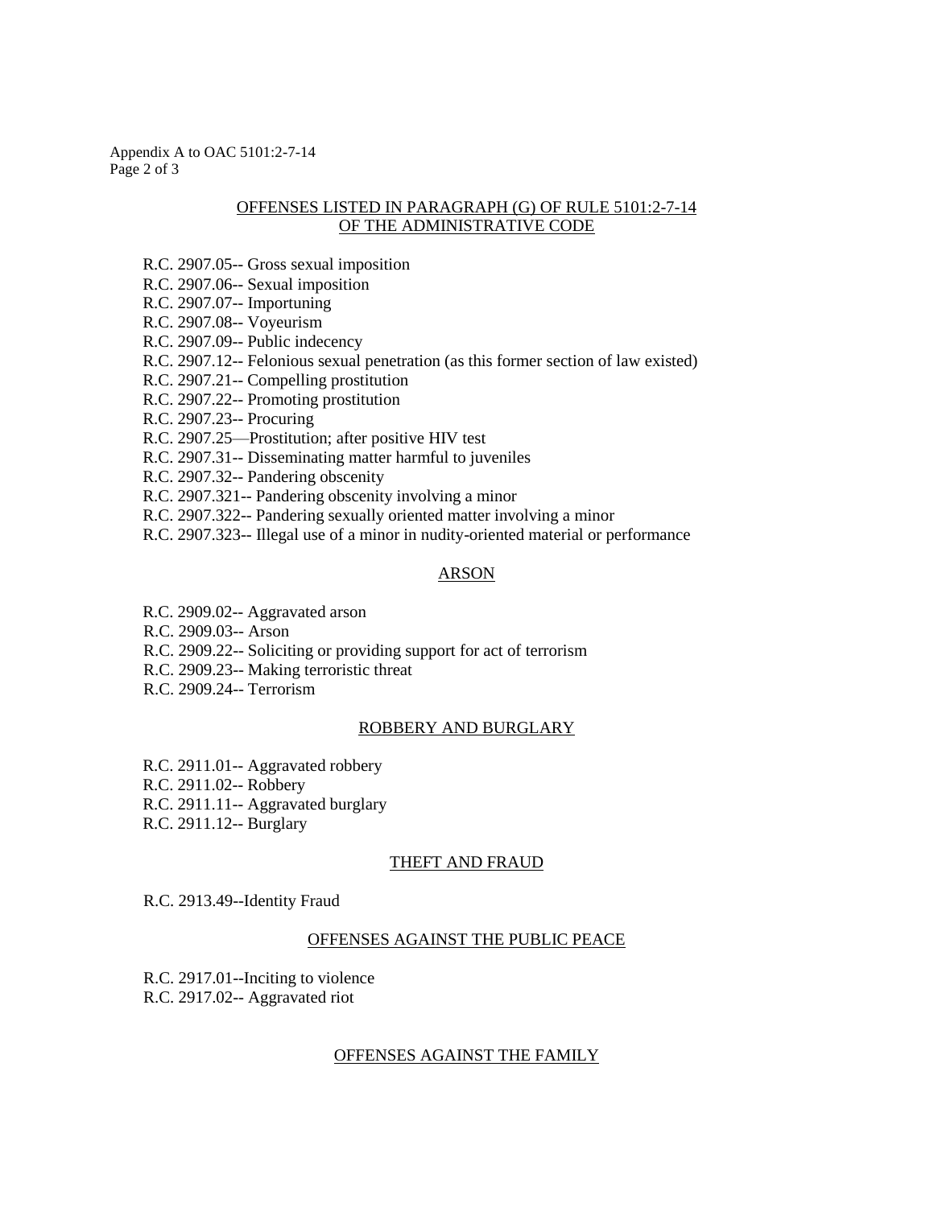## OFFENSES LISTED IN PARAGRAPH (G) OF RULE 5101:2-7-14 OF THE ADMINISTRATIVE CODE

R.C. 2907.05-- Gross sexual imposition
R.C. 2907.06-- Sexual imposition
R.C. 2907.07-- Importuning
R.C. 2907.08-- Voyeurism
R.C. 2907.09-- Public indecency
R.C. 2907.12-- Felonious sexual penetration (as this former section of law existed)
R.C. 2907.21-- Compelling prostitution
R.C. 2907.22-- Promoting prostitution
R.C. 2907.23-- Procuring
R.C. 2907.25—Prostitution; after positive HIV test
R.C. 2907.31-- Disseminating matter harmful to juveniles
R.C. 2907.32-- Pandering obscenity
R.C. 2907.321-- Pandering obscenity involving a minor
R.C. 2907.322-- Pandering sexually oriented matter involving a minor
R.C. 2907.323-- Illegal use of a minor in nudity-oriented material or performance

### ARSON

R.C. 2909.02-- Aggravated arson
R.C. 2909.03-- Arson
R.C. 2909.22-- Soliciting or providing support for act of terrorism
R.C. 2909.23-- Making terroristic threat
R.C. 2909.24-- Terrorism

### ROBBERY AND BURGLARY

R.C. 2911.01-- Aggravated robbery
R.C. 2911.02-- Robbery
R.C. 2911.11-- Aggravated burglary
R.C. 2911.12-- Burglary

### THEFT AND FRAUD

R.C. 2913.49--Identity Fraud

### OFFENSES AGAINST THE PUBLIC PEACE

R.C. 2917.01--Inciting to violence
R.C. 2917.02-- Aggravated riot

### OFFENSES AGAINST THE FAMILY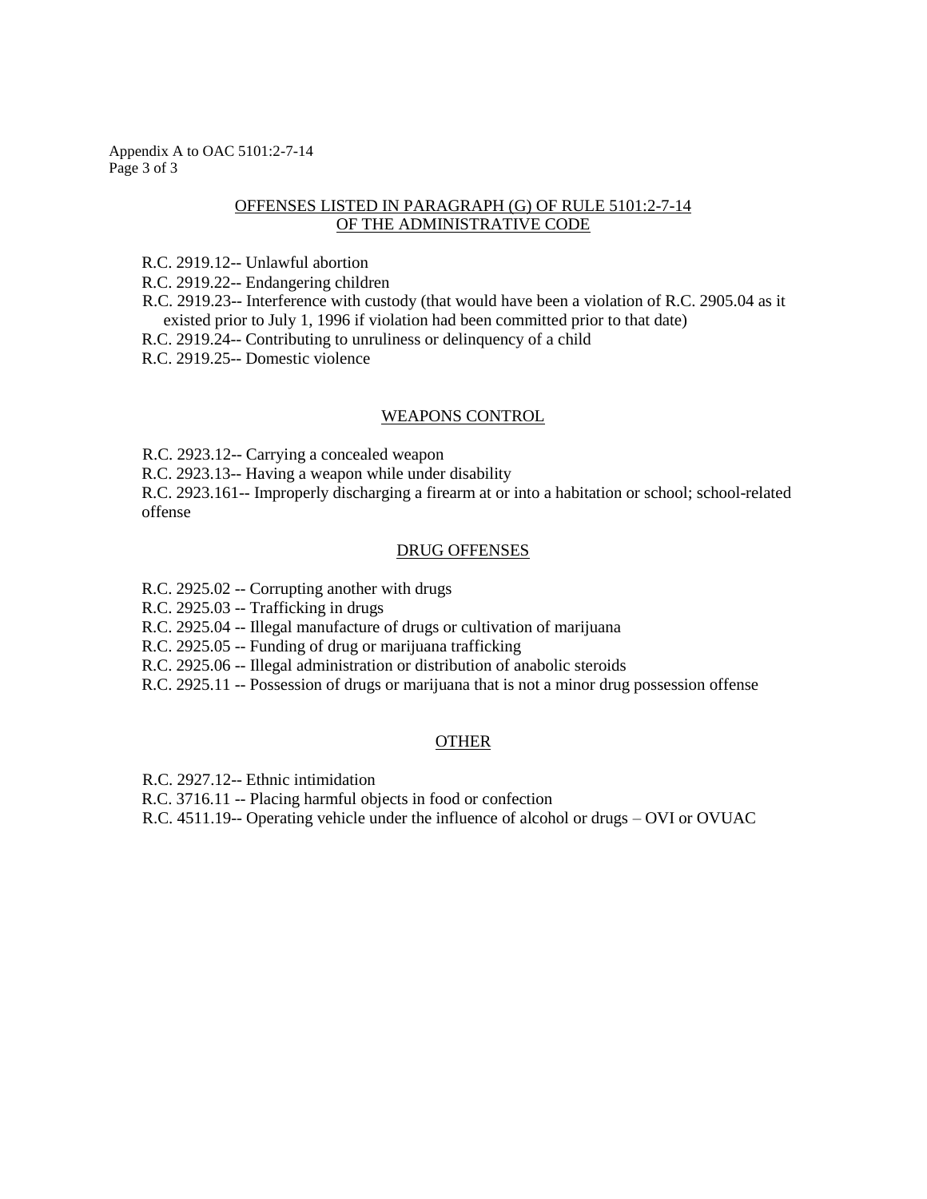## OFFENSES LISTED IN PARAGRAPH (G) OF RULE 5101:2-7-14 OF THE ADMINISTRATIVE CODE

R.C. 2919.12-- Unlawful abortion

R.C. 2919.22-- Endangering children

R.C. 2919.23-- Interference with custody (that would have been a violation of R.C. 2905.04 as it existed prior to July 1, 1996 if violation had been committed prior to that date)

R.C. 2919.24-- Contributing to unruliness or delinquency of a child

R.C. 2919.25-- Domestic violence

## WEAPONS CONTROL

R.C. 2923.12-- Carrying a concealed weapon

R.C. 2923.13-- Having a weapon while under disability

R.C. 2923.161-- Improperly discharging a firearm at or into a habitation or school; school-related offense

## DRUG OFFENSES

R.C. 2925.02 -- Corrupting another with drugs

R.C. 2925.03 -- Trafficking in drugs

R.C. 2925.04 -- Illegal manufacture of drugs or cultivation of marijuana

R.C. 2925.05 -- Funding of drug or marijuana trafficking

R.C. 2925.06 -- Illegal administration or distribution of anabolic steroids

R.C. 2925.11 -- Possession of drugs or marijuana that is not a minor drug possession offense

## OTHER

R.C. 2927.12-- Ethnic intimidation

R.C. 3716.11 -- Placing harmful objects in food or confection

R.C. 4511.19-- Operating vehicle under the influence of alcohol or drugs – OVI or OVUAC